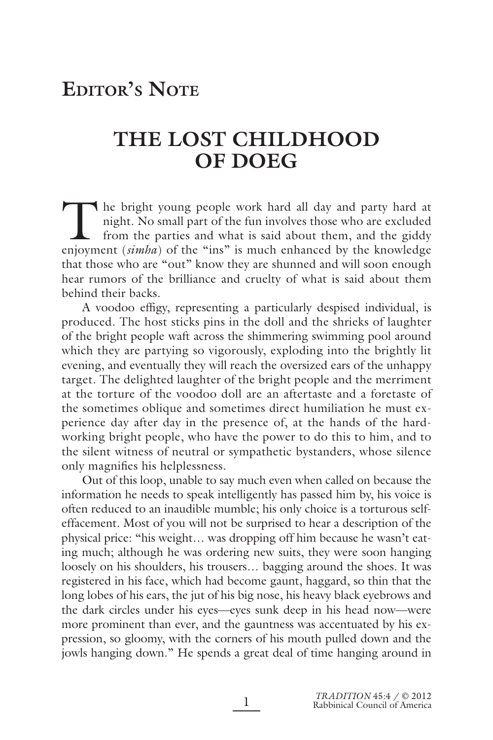## Editor's Note

# THE LOST CHILDHOOD OF DOEG

The bright young people work hard all day and party hard at night. No small part of the fun involves those who are excluded from the parties and what is said about them, and the giddy enjoyment (*simha*) of the "ins" is much enhanced by the knowledge that those who are "out" know they are shunned and will soon enough hear rumors of the brilliance and cruelty of what is said about them behind their backs.

A voodoo effigy, representing a particularly despised individual, is produced. The host sticks pins in the doll and the shrieks of laughter of the bright people waft across the shimmering swimming pool around which they are partying so vigorously, exploding into the brightly lit evening, and eventually they will reach the oversized ears of the unhappy target. The delighted laughter of the bright people and the merriment at the torture of the voodoo doll are an aftertaste and a foretaste of the sometimes oblique and sometimes direct humiliation he must experience day after day in the presence of, at the hands of the hard-working bright people, who have the power to do this to him, and to the silent witness of neutral or sympathetic bystanders, whose silence only magnifies his helplessness.

Out of this loop, unable to say much even when called on because the information he needs to speak intelligently has passed him by, his voice is often reduced to an inaudible mumble; his only choice is a torturous self-effacement. Most of you will not be surprised to hear a description of the physical price: "his weight… was dropping off him because he wasn't eating much; although he was ordering new suits, they were soon hanging loosely on his shoulders, his trousers… bagging around the shoes. It was registered in his face, which had become gaunt, haggard, so thin that the long lobes of his ears, the jut of his big nose, his heavy black eyebrows and the dark circles under his eyes—eyes sunk deep in his head now—were more prominent than ever, and the gauntness was accentuated by his expression, so gloomy, with the corners of his mouth pulled down and the jowls hanging down." He spends a great deal of time hanging around in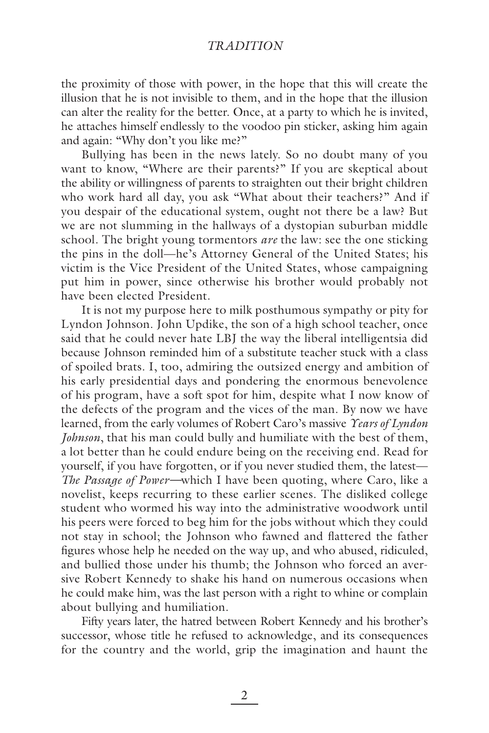the proximity of those with power, in the hope that this will create the illusion that he is not invisible to them, and in the hope that the illusion can alter the reality for the better. Once, at a party to which he is invited, he attaches himself endlessly to the voodoo pin sticker, asking him again and again: "Why don't you like me?"

Bullying has been in the news lately. So no doubt many of you want to know, "Where are their parents?" If you are skeptical about the ability or willingness of parents to straighten out their bright children who work hard all day, you ask "What about their teachers?" And if you despair of the educational system, ought not there be a law? But we are not slumming in the hallways of a dystopian suburban middle school. The bright young tormentors *are* the law: see the one sticking the pins in the doll—he's Attorney General of the United States; his victim is the Vice President of the United States, whose campaigning put him in power, since otherwise his brother would probably not have been elected President.

It is not my purpose here to milk posthumous sympathy or pity for Lyndon Johnson. John Updike, the son of a high school teacher, once said that he could never hate LBJ the way the liberal intelligentsia did because Johnson reminded him of a substitute teacher stuck with a class of spoiled brats. I, too, admiring the outsized energy and ambition of his early presidential days and pondering the enormous benevolence of his program, have a soft spot for him, despite what I now know of the defects of the program and the vices of the man. By now we have learned, from the early volumes of Robert Caro's massive *Years of Lyndon Johnson*, that his man could bully and humiliate with the best of them, a lot better than he could endure being on the receiving end. Read for yourself, if you have forgotten, or if you never studied them, the latest—*The Passage of Power*—which I have been quoting, where Caro, like a novelist, keeps recurring to these earlier scenes. The disliked college student who wormed his way into the administrative woodwork until his peers were forced to beg him for the jobs without which they could not stay in school; the Johnson who fawned and flattered the father figures whose help he needed on the way up, and who abused, ridiculed, and bullied those under his thumb; the Johnson who forced an aversive Robert Kennedy to shake his hand on numerous occasions when he could make him, was the last person with a right to whine or complain about bullying and humiliation.

Fifty years later, the hatred between Robert Kennedy and his brother's successor, whose title he refused to acknowledge, and its consequences for the country and the world, grip the imagination and haunt the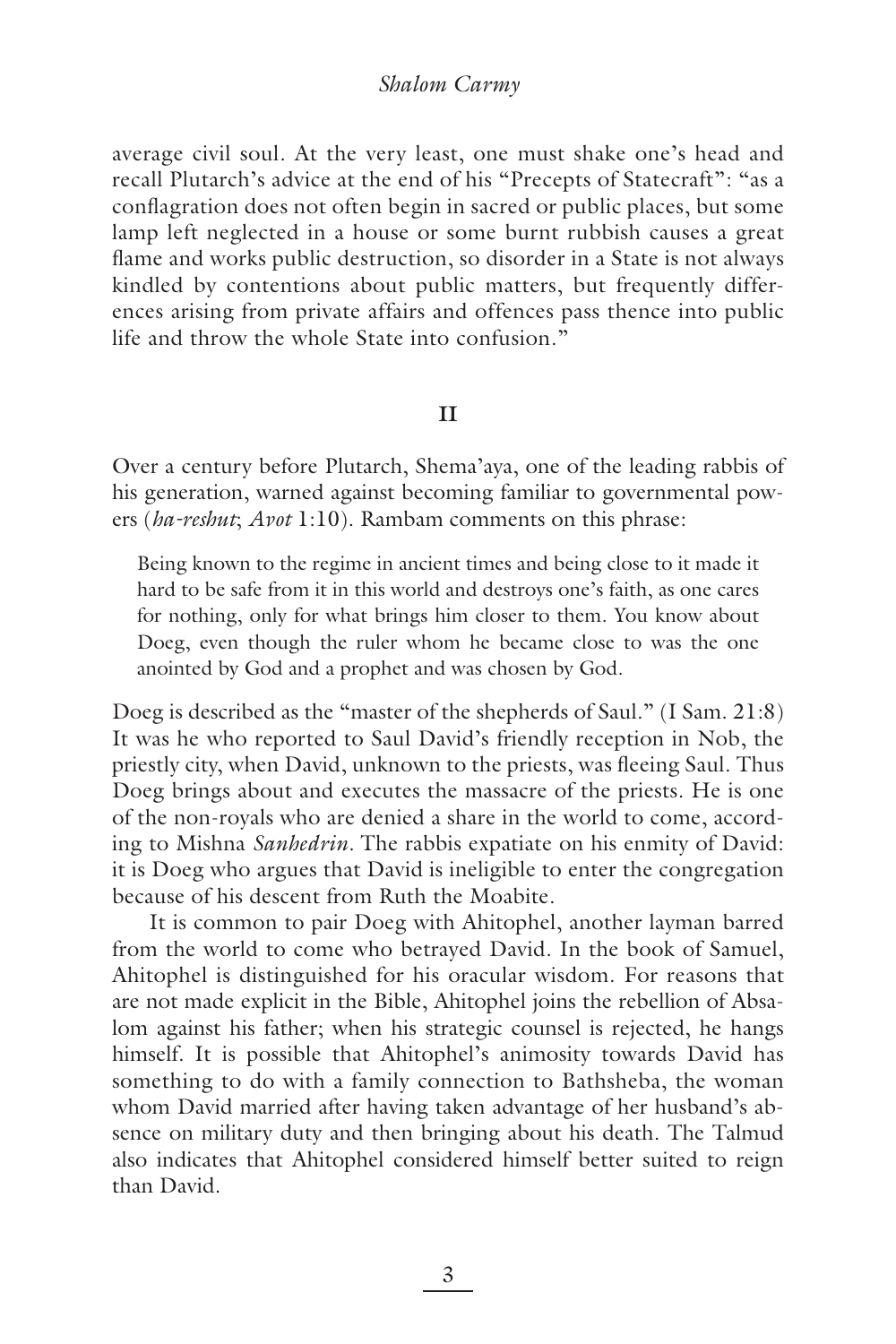average civil soul. At the very least, one must shake one's head and recall Plutarch's advice at the end of his "Precepts of Statecraft": "as a conflagration does not often begin in sacred or public places, but some lamp left neglected in a house or some burnt rubbish causes a great flame and works public destruction, so disorder in a State is not always kindled by contentions about public matters, but frequently differences arising from private affairs and offences pass thence into public life and throw the whole State into confusion."

## II

Over a century before Plutarch, Shema'aya, one of the leading rabbis of his generation, warned against becoming familiar to governmental powers (*ha-reshut*; *Avot* 1:10). Rambam comments on this phrase:

> Being known to the regime in ancient times and being close to it made it hard to be safe from it in this world and destroys one's faith, as one cares for nothing, only for what brings him closer to them. You know about Doeg, even though the ruler whom he became close to was the one anointed by God and a prophet and was chosen by God.

Doeg is described as the "master of the shepherds of Saul." (I Sam. 21:8) It was he who reported to Saul David's friendly reception in Nob, the priestly city, when David, unknown to the priests, was fleeing Saul. Thus Doeg brings about and executes the massacre of the priests. He is one of the non-royals who are denied a share in the world to come, according to Mishna *Sanhedrin*. The rabbis expatiate on his enmity of David: it is Doeg who argues that David is ineligible to enter the congregation because of his descent from Ruth the Moabite.

It is common to pair Doeg with Ahitophel, another layman barred from the world to come who betrayed David. In the book of Samuel, Ahitophel is distinguished for his oracular wisdom. For reasons that are not made explicit in the Bible, Ahitophel joins the rebellion of Absalom against his father; when his strategic counsel is rejected, he hangs himself. It is possible that Ahitophel's animosity towards David has something to do with a family connection to Bathsheba, the woman whom David married after having taken advantage of her husband's absence on military duty and then bringing about his death. The Talmud also indicates that Ahitophel considered himself better suited to reign than David.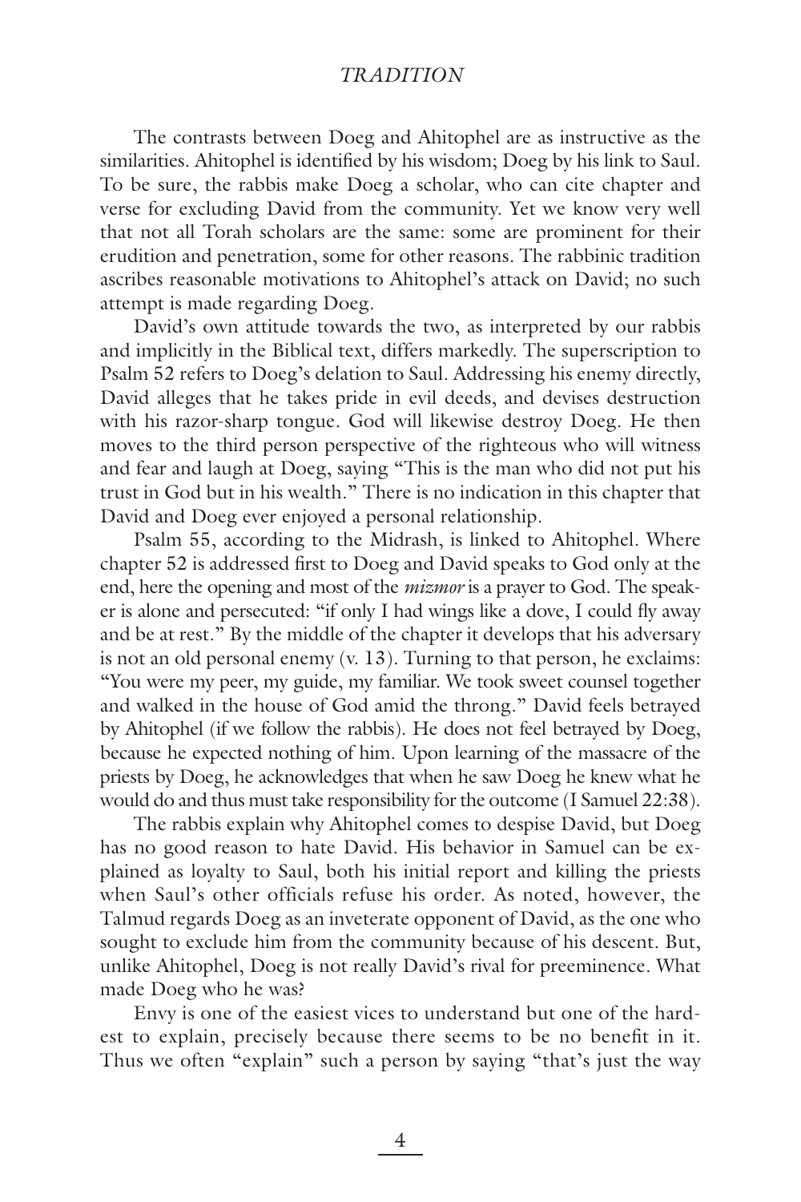The contrasts between Doeg and Ahitophel are as instructive as the similarities. Ahitophel is identified by his wisdom; Doeg by his link to Saul. To be sure, the rabbis make Doeg a scholar, who can cite chapter and verse for excluding David from the community. Yet we know very well that not all Torah scholars are the same: some are prominent for their erudition and penetration, some for other reasons. The rabbinic tradition ascribes reasonable motivations to Ahitophel's attack on David; no such attempt is made regarding Doeg.

David's own attitude towards the two, as interpreted by our rabbis and implicitly in the Biblical text, differs markedly. The superscription to Psalm 52 refers to Doeg's delation to Saul. Addressing his enemy directly, David alleges that he takes pride in evil deeds, and devises destruction with his razor-sharp tongue. God will likewise destroy Doeg. He then moves to the third person perspective of the righteous who will witness and fear and laugh at Doeg, saying "This is the man who did not put his trust in God but in his wealth." There is no indication in this chapter that David and Doeg ever enjoyed a personal relationship.

Psalm 55, according to the Midrash, is linked to Ahitophel. Where chapter 52 is addressed first to Doeg and David speaks to God only at the end, here the opening and most of the *mizmor* is a prayer to God. The speaker is alone and persecuted: "if only I had wings like a dove, I could fly away and be at rest." By the middle of the chapter it develops that his adversary is not an old personal enemy (v. 13). Turning to that person, he exclaims: "You were my peer, my guide, my familiar. We took sweet counsel together and walked in the house of God amid the throng." David feels betrayed by Ahitophel (if we follow the rabbis). He does not feel betrayed by Doeg, because he expected nothing of him. Upon learning of the massacre of the priests by Doeg, he acknowledges that when he saw Doeg he knew what he would do and thus must take responsibility for the outcome (I Samuel 22:38).

The rabbis explain why Ahitophel comes to despise David, but Doeg has no good reason to hate David. His behavior in Samuel can be explained as loyalty to Saul, both his initial report and killing the priests when Saul's other officials refuse his order. As noted, however, the Talmud regards Doeg as an inveterate opponent of David, as the one who sought to exclude him from the community because of his descent. But, unlike Ahitophel, Doeg is not really David's rival for preeminence. What made Doeg who he was?

Envy is one of the easiest vices to understand but one of the hardest to explain, precisely because there seems to be no benefit in it. Thus we often "explain" such a person by saying "that's just the way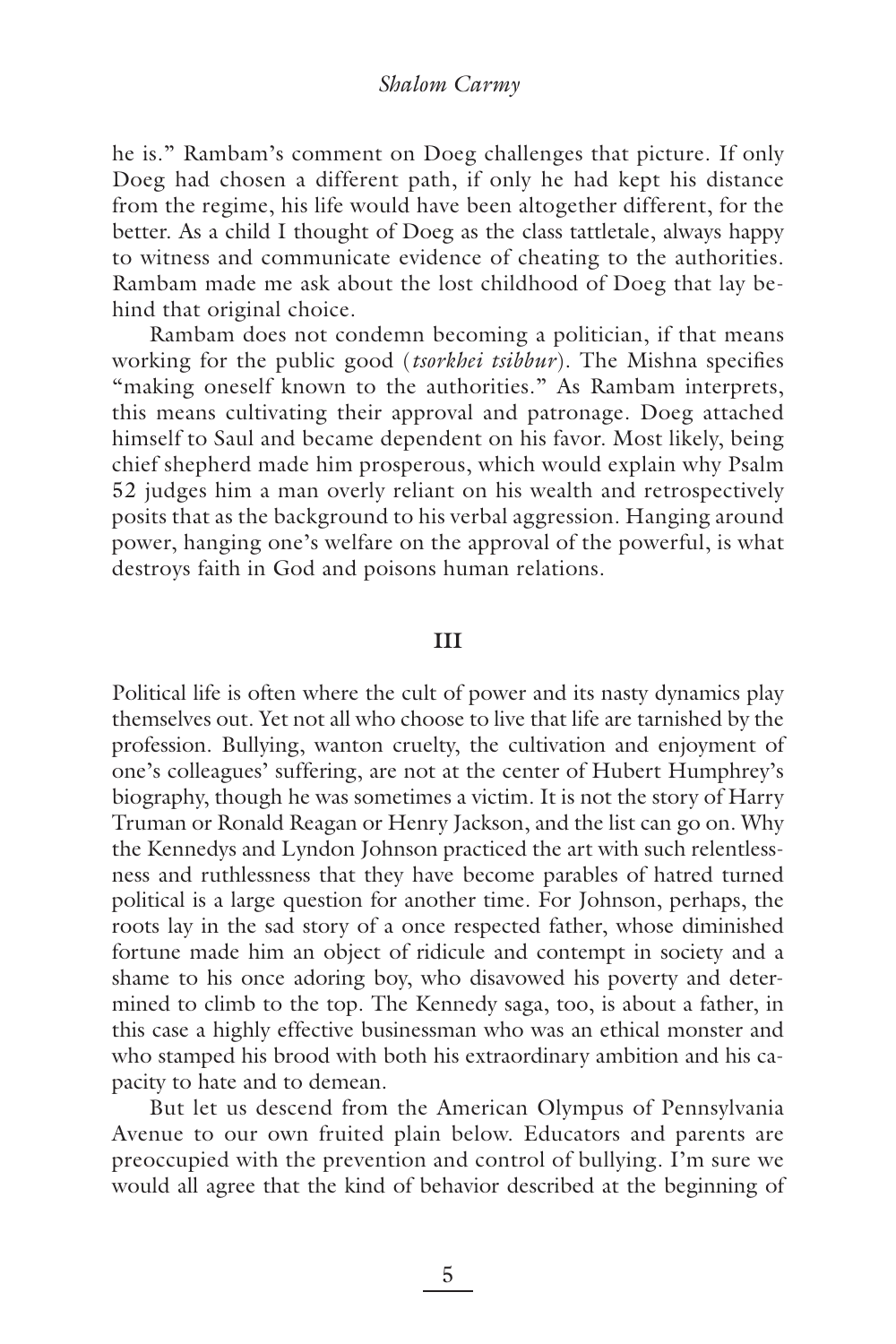he is." Rambam's comment on Doeg challenges that picture. If only Doeg had chosen a different path, if only he had kept his distance from the regime, his life would have been altogether different, for the better. As a child I thought of Doeg as the class tattletale, always happy to witness and communicate evidence of cheating to the authorities. Rambam made me ask about the lost childhood of Doeg that lay behind that original choice.

Rambam does not condemn becoming a politician, if that means working for the public good (*tsorkhei tsibbur*). The Mishna specifies "making oneself known to the authorities." As Rambam interprets, this means cultivating their approval and patronage. Doeg attached himself to Saul and became dependent on his favor. Most likely, being chief shepherd made him prosperous, which would explain why Psalm 52 judges him a man overly reliant on his wealth and retrospectively posits that as the background to his verbal aggression. Hanging around power, hanging one's welfare on the approval of the powerful, is what destroys faith in God and poisons human relations.

## III

Political life is often where the cult of power and its nasty dynamics play themselves out. Yet not all who choose to live that life are tarnished by the profession. Bullying, wanton cruelty, the cultivation and enjoyment of one's colleagues' suffering, are not at the center of Hubert Humphrey's biography, though he was sometimes a victim. It is not the story of Harry Truman or Ronald Reagan or Henry Jackson, and the list can go on. Why the Kennedys and Lyndon Johnson practiced the art with such relentlessness and ruthlessness that they have become parables of hatred turned political is a large question for another time. For Johnson, perhaps, the roots lay in the sad story of a once respected father, whose diminished fortune made him an object of ridicule and contempt in society and a shame to his once adoring boy, who disavowed his poverty and determined to climb to the top. The Kennedy saga, too, is about a father, in this case a highly effective businessman who was an ethical monster and who stamped his brood with both his extraordinary ambition and his capacity to hate and to demean.

But let us descend from the American Olympus of Pennsylvania Avenue to our own fruited plain below. Educators and parents are preoccupied with the prevention and control of bullying. I'm sure we would all agree that the kind of behavior described at the beginning of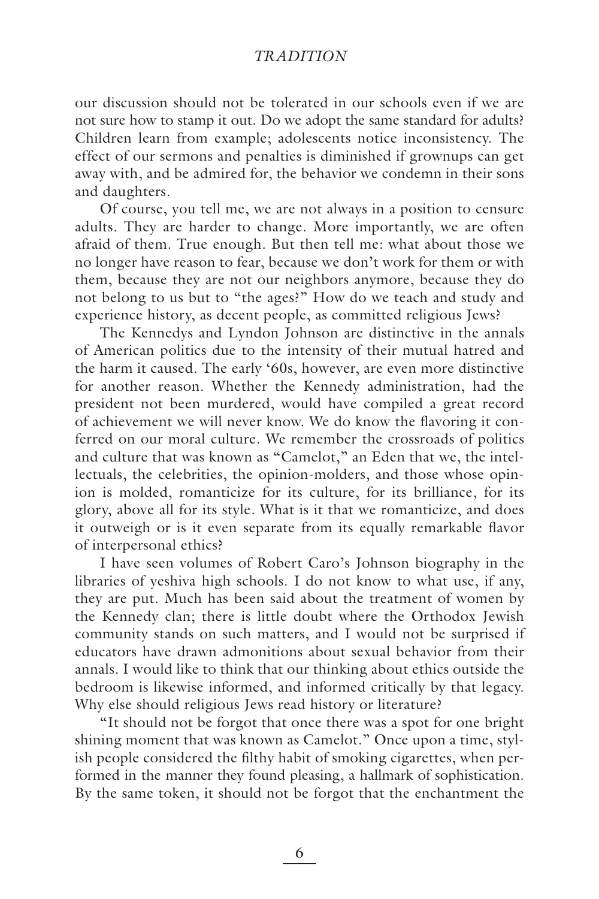our discussion should not be tolerated in our schools even if we are not sure how to stamp it out. Do we adopt the same standard for adults? Children learn from example; adolescents notice inconsistency. The effect of our sermons and penalties is diminished if grownups can get away with, and be admired for, the behavior we condemn in their sons and daughters.

Of course, you tell me, we are not always in a position to censure adults. They are harder to change. More importantly, we are often afraid of them. True enough. But then tell me: what about those we no longer have reason to fear, because we don't work for them or with them, because they are not our neighbors anymore, because they do not belong to us but to "the ages?" How do we teach and study and experience history, as decent people, as committed religious Jews?

The Kennedys and Lyndon Johnson are distinctive in the annals of American politics due to the intensity of their mutual hatred and the harm it caused. The early '60s, however, are even more distinctive for another reason. Whether the Kennedy administration, had the president not been murdered, would have compiled a great record of achievement we will never know. We do know the flavoring it conferred on our moral culture. We remember the crossroads of politics and culture that was known as "Camelot," an Eden that we, the intellectuals, the celebrities, the opinion-molders, and those whose opinion is molded, romanticize for its culture, for its brilliance, for its glory, above all for its style. What is it that we romanticize, and does it outweigh or is it even separate from its equally remarkable flavor of interpersonal ethics?

I have seen volumes of Robert Caro's Johnson biography in the libraries of yeshiva high schools. I do not know to what use, if any, they are put. Much has been said about the treatment of women by the Kennedy clan; there is little doubt where the Orthodox Jewish community stands on such matters, and I would not be surprised if educators have drawn admonitions about sexual behavior from their annals. I would like to think that our thinking about ethics outside the bedroom is likewise informed, and informed critically by that legacy. Why else should religious Jews read history or literature?

"It should not be forgot that once there was a spot for one bright shining moment that was known as Camelot." Once upon a time, stylish people considered the filthy habit of smoking cigarettes, when performed in the manner they found pleasing, a hallmark of sophistication. By the same token, it should not be forgot that the enchantment the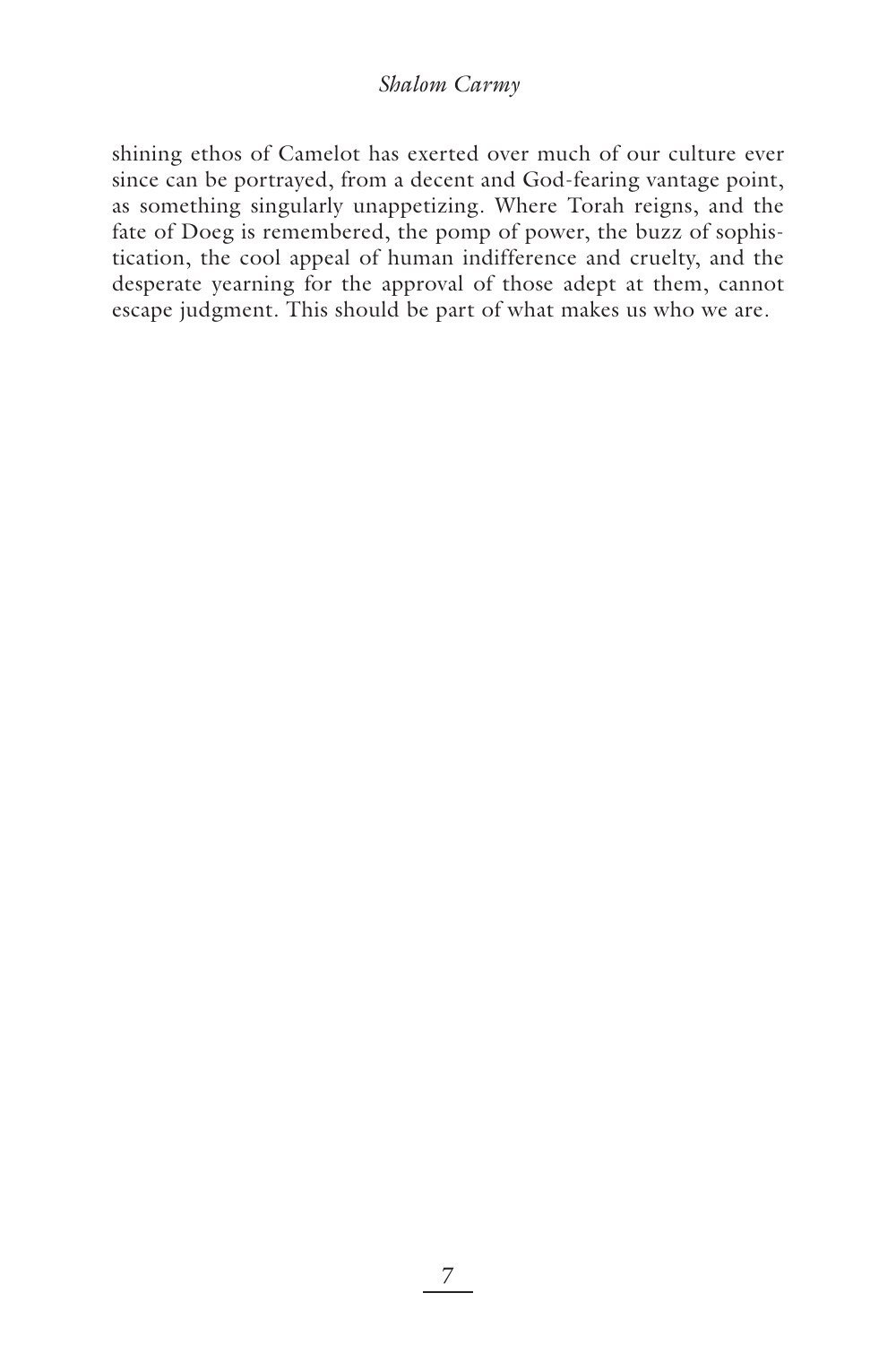shining ethos of Camelot has exerted over much of our culture ever since can be portrayed, from a decent and God-fearing vantage point, as something singularly unappetizing. Where Torah reigns, and the fate of Doeg is remembered, the pomp of power, the buzz of sophistication, the cool appeal of human indifference and cruelty, and the desperate yearning for the approval of those adept at them, cannot escape judgment. This should be part of what makes us who we are.